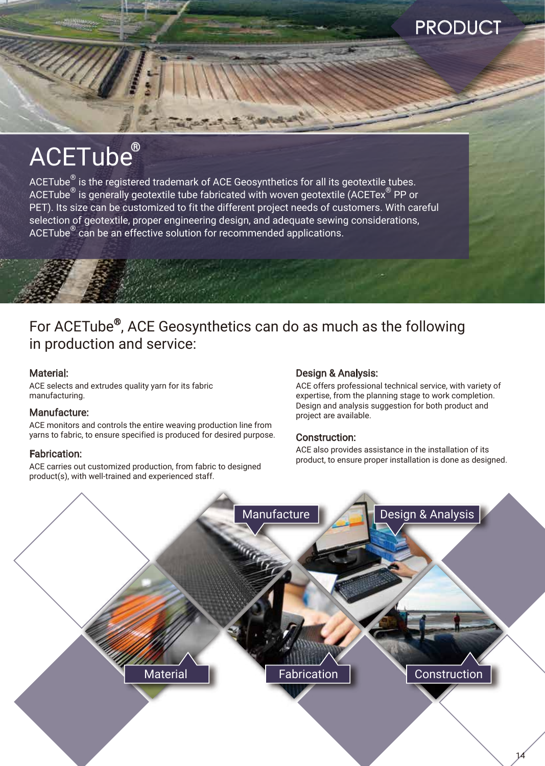PRODUCT

# ACETube®

ACETube® is the registered trademark of ACE Geosynthetics for all its geotextile tubes. ACETube® is generally geotextile tube fabricated with woven geotextile (ACETex® PP or PET). Its size can be customized to fit the different project needs of customers. With careful selection of geotextile, proper engineering design, and adequate sewing considerations, ACETube® can be an effective solution for recommended applications.

## For ACETube®, ACE Geosynthetics can do as much as the following in production and service:

### Material:

ACE selects and extrudes quality yarn for its fabric manufacturing.

### Manufacture:

ACE monitors and controls the entire weaving production line from yarns to fabric, to ensure specified is produced for desired purpose.

### Fabrication:

ACE carries out customized production, from fabric to designed product(s), with well-trained and experienced staff.

### Design & Analysis:

ACE offers professional technical service, with variety of expertise, from the planning stage to work completion. Design and analysis suggestion for both product and project are available.

### Construction:

ACE also provides assistance in the installation of its product, to ensure proper installation is done as designed.

Manufacture

Design & Analysis

Material

Fabrication

Construction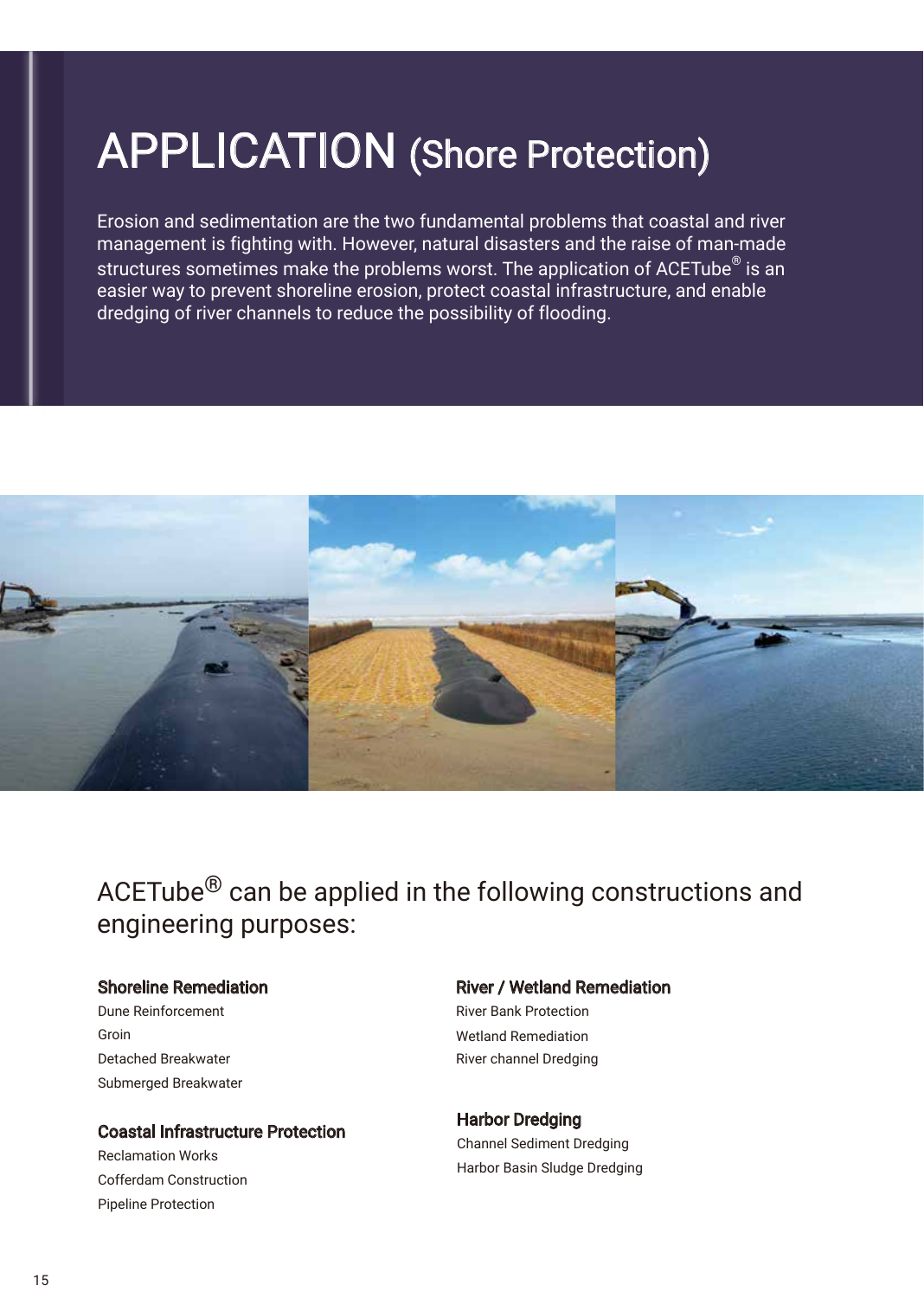# APPLICATION (Shore Protection)

Erosion and sedimentation are the two fundamental problems that coastal and river management is fighting with. However, natural disasters and the raise of man-made structures sometimes make the problems worst. The application of ACETube® is an easier way to prevent shoreline erosion, protect coastal infrastructure, and enable dredging of river channels to reduce the possibility of flooding.

## ACETube® can be applied in the following constructions and engineering purposes:

### Shoreline Remediation

Dune Reinforcement
Groin
Detached Breakwater
Submerged Breakwater

### Coastal Infrastructure Protection

Reclamation Works
Cofferdam Construction
Pipeline Protection

### River / Wetland Remediation

River Bank Protection
Wetland Remediation
River channel Dredging

### Harbor Dredging

Channel Sediment Dredging
Harbor Basin Sludge Dredging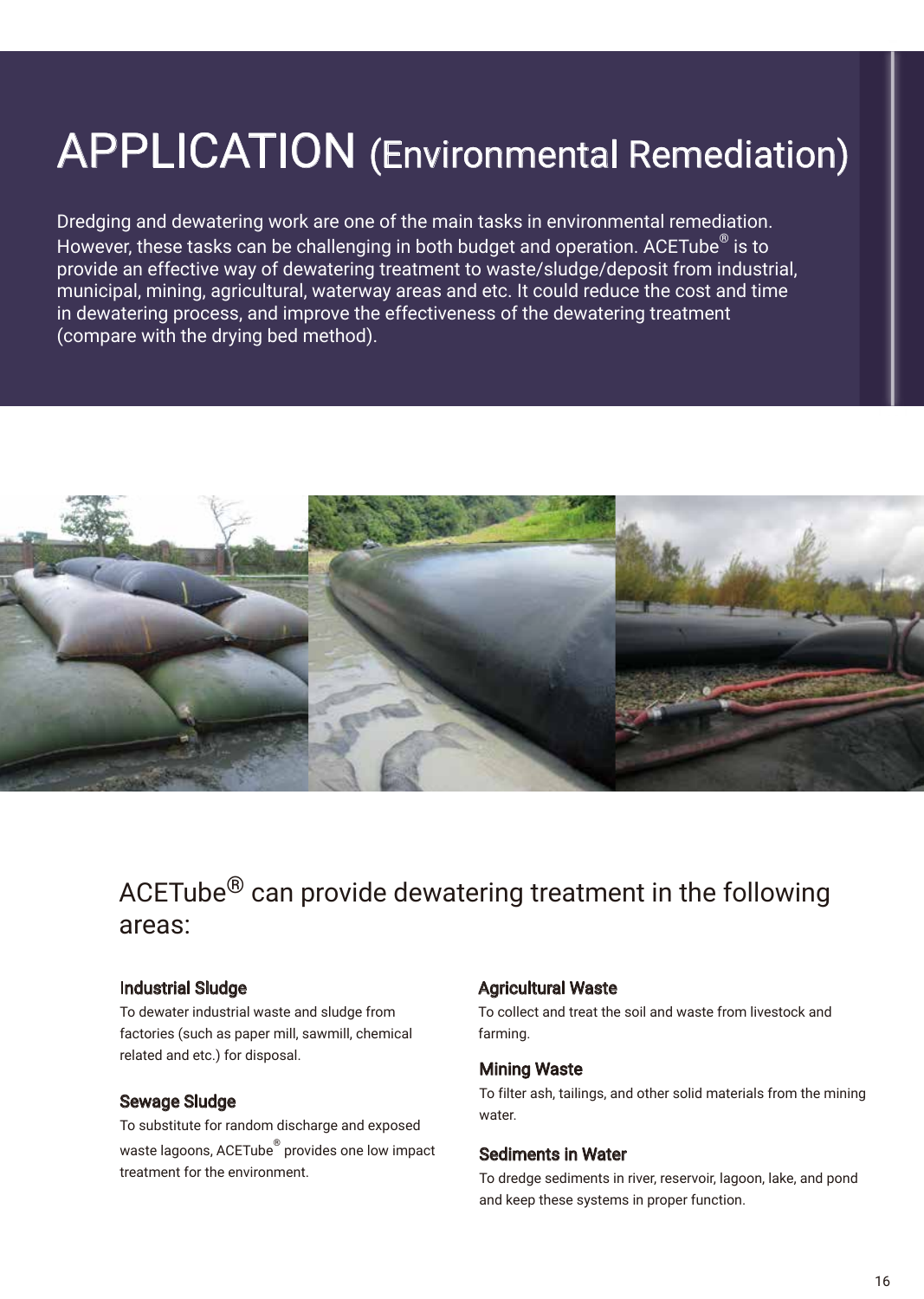# APPLICATION (Environmental Remediation)

Dredging and dewatering work are one of the main tasks in environmental remediation. However, these tasks can be challenging in both budget and operation. ACETube® is to provide an effective way of dewatering treatment to waste/sludge/deposit from industrial, municipal, mining, agricultural, waterway areas and etc. It could reduce the cost and time in dewatering process, and improve the effectiveness of the dewatering treatment (compare with the drying bed method).

## ACETube® can provide dewatering treatment in the following areas:

### Industrial Sludge

To dewater industrial waste and sludge from factories (such as paper mill, sawmill, chemical related and etc.) for disposal.

### Sewage Sludge

To substitute for random discharge and exposed waste lagoons, ACETube® provides one low impact treatment for the environment.

### Agricultural Waste

To collect and treat the soil and waste from livestock and farming.

### Mining Waste

To filter ash, tailings, and other solid materials from the mining water.

### Sediments in Water

To dredge sediments in river, reservoir, lagoon, lake, and pond and keep these systems in proper function.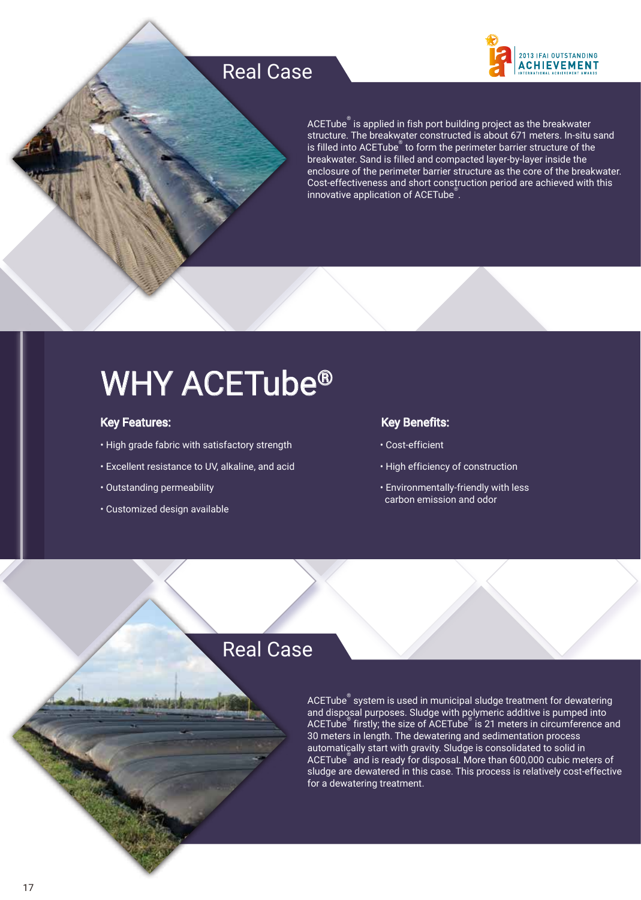## Real Case

2013 IFAI OUTSTANDING ACHIEVEMENT INTERNATIONAL ACHIEVEMENT AWARDS

ACETube® is applied in fish port building project as the breakwater structure. The breakwater constructed is about 671 meters. In-situ sand is filled into ACETube® to form the perimeter barrier structure of the breakwater. Sand is filled and compacted layer-by-layer inside the enclosure of the perimeter barrier structure as the core of the breakwater. Cost-effectiveness and short construction period are achieved with this innovative application of ACETube®.

# WHY ACETube®

### Key Features:

- High grade fabric with satisfactory strength
- Excellent resistance to UV, alkaline, and acid
- Outstanding permeability
- Customized design available

### Key Benefits:

- Cost-efficient
- High efficiency of construction
- Environmentally-friendly with less carbon emission and odor

## Real Case

ACETube® system is used in municipal sludge treatment for dewatering and disposal purposes. Sludge with polymeric additive is pumped into ACETube® firstly; the size of ACETube® is 21 meters in circumference and 30 meters in length. The dewatering and sedimentation process automatically start with gravity. Sludge is consolidated to solid in ACETube® and is ready for disposal. More than 600,000 cubic meters of sludge are dewatered in this case. This process is relatively cost-effective for a dewatering treatment.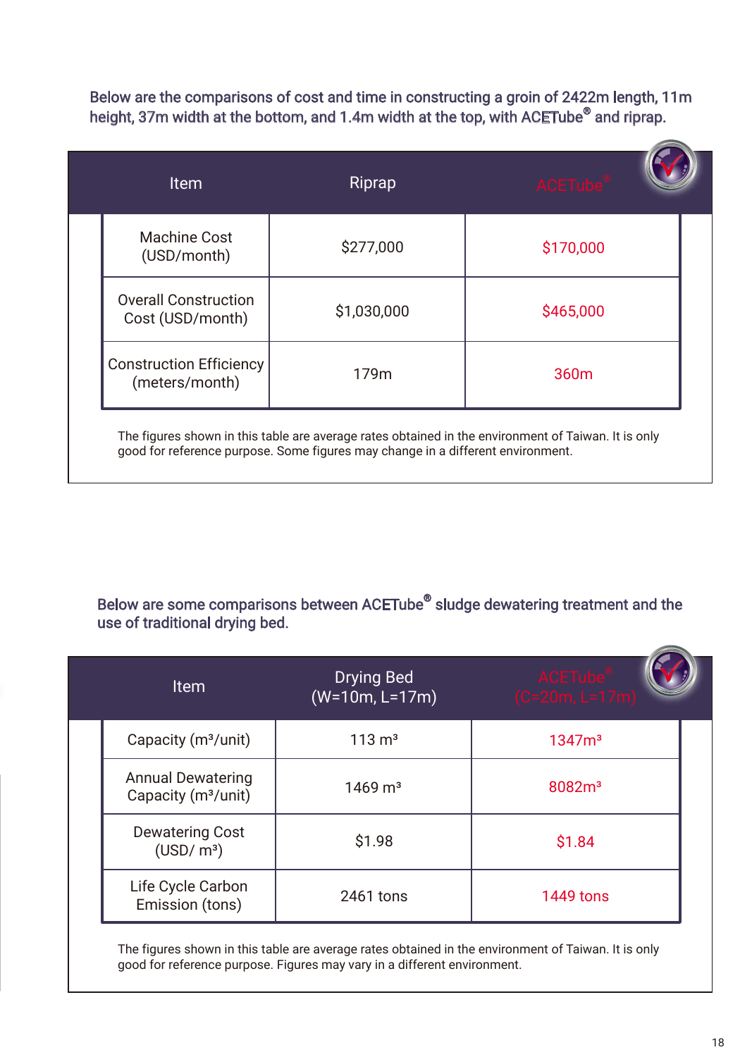Below are the comparisons of cost and time in constructing a groin of 2422m length, 11m height, 37m width at the bottom, and 1.4m width at the top, with ACETube® and riprap.

| Item | Riprap | ACETube® |
| --- | --- | --- |
| Machine Cost (USD/month) | $277,000 | $170,000 |
| Overall Construction Cost (USD/month) | $1,030,000 | $465,000 |
| Construction Efficiency (meters/month) | 179m | 360m |

The figures shown in this table are average rates obtained in the environment of Taiwan. It is only good for reference purpose. Some figures may change in a different environment.

Below are some comparisons between ACETube® sludge dewatering treatment and the use of traditional drying bed.

| Item | Drying Bed (W=10m, L=17m) | ACETube® (C=20m, L=17m) |
| --- | --- | --- |
| Capacity ($m^3$/unit) | 113 $m^3$ | 1347$m^3$ |
| Annual Dewatering Capacity ($m^3$/unit) | 1469 $m^3$ | 8082$m^3$ |
| Dewatering Cost (USD/ $m^3$) | $1.98 | $1.84 |
| Life Cycle Carbon Emission (tons) | 2461 tons | 1449 tons |

The figures shown in this table are average rates obtained in the environment of Taiwan. It is only good for reference purpose. Figures may vary in a different environment.